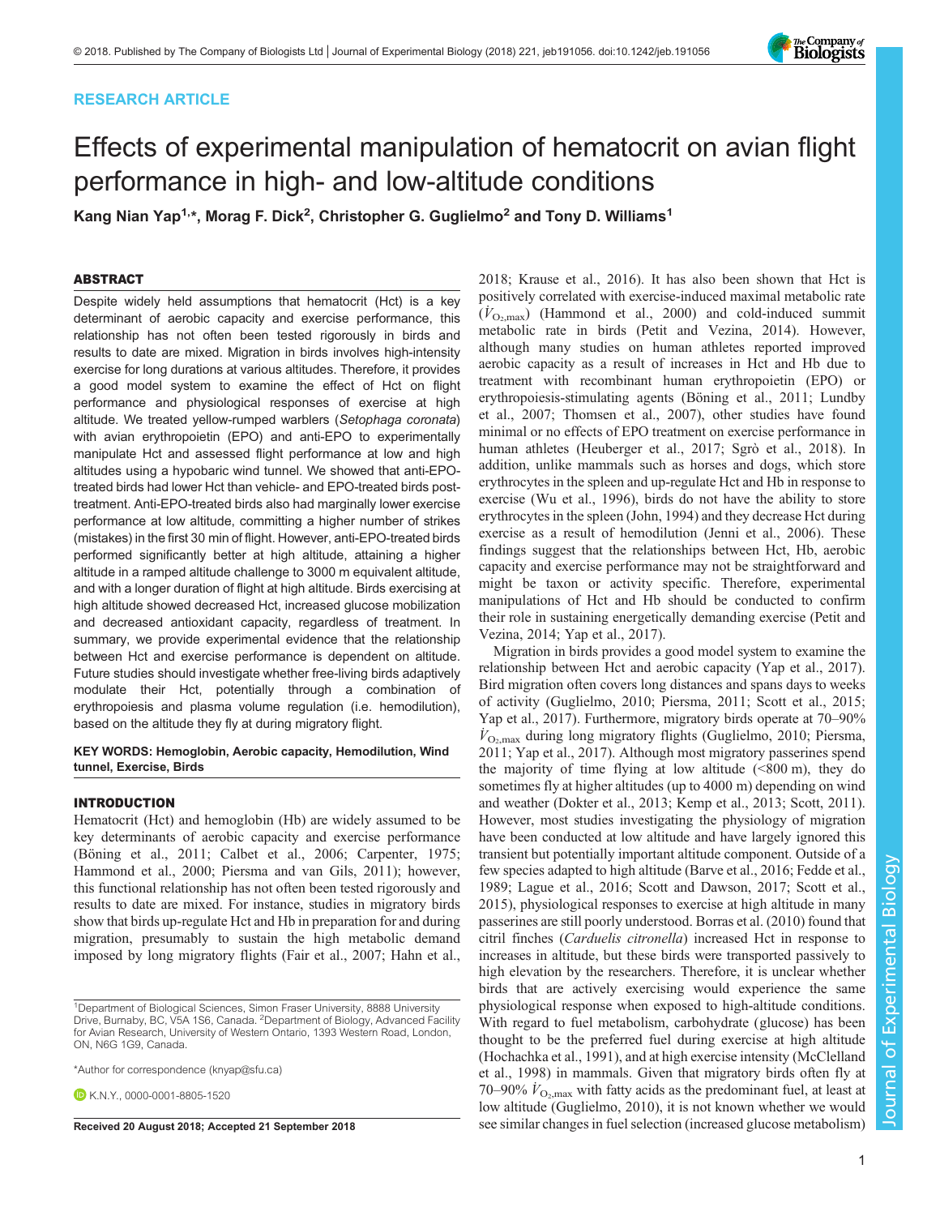RESEARCH ARTICLE

# Effects of experimental manipulation of hematocrit on avian flight performance in high- and low-altitude conditions

Kang Nian Yap[1,*], Morag F. Dick[2], Christopher G. Guglielmo[2] and Tony D. Williams[1]

## ABSTRACT

Despite widely held assumptions that hematocrit (Hct) is a key determinant of aerobic capacity and exercise performance, this relationship has not often been tested rigorously in birds and results to date are mixed. Migration in birds involves high-intensity exercise for long durations at various altitudes. Therefore, it provides a good model system to examine the effect of Hct on flight performance and physiological responses of exercise at high altitude. We treated yellow-rumped warblers (*Setophaga coronata*) with avian erythropoietin (EPO) and anti-EPO to experimentally manipulate Hct and assessed flight performance at low and high altitudes using a hypobaric wind tunnel. We showed that anti-EPO-treated birds had lower Hct than vehicle- and EPO-treated birds post-treatment. Anti-EPO-treated birds also had marginally lower exercise performance at low altitude, committing a higher number of strikes (mistakes) in the first 30 min of flight. However, anti-EPO-treated birds performed significantly better at high altitude, attaining a higher altitude in a ramped altitude challenge to 3000 m equivalent altitude, and with a longer duration of flight at high altitude. Birds exercising at high altitude showed decreased Hct, increased glucose mobilization and decreased antioxidant capacity, regardless of treatment. In summary, we provide experimental evidence that the relationship between Hct and exercise performance is dependent on altitude. Future studies should investigate whether free-living birds adaptively modulate their Hct, potentially through a combination of erythropoiesis and plasma volume regulation (i.e. hemodilution), based on the altitude they fly at during migratory flight.

**KEY WORDS: Hemoglobin, Aerobic capacity, Hemodilution, Wind tunnel, Exercise, Birds**

## INTRODUCTION

Hematocrit (Hct) and hemoglobin (Hb) are widely assumed to be key determinants of aerobic capacity and exercise performance (Böning et al., 2011; Calbet et al., 2006; Carpenter, 1975; Hammond et al., 2000; Piersma and van Gils, 2011); however, this functional relationship has not often been tested rigorously and results to date are mixed. For instance, studies in migratory birds show that birds up-regulate Hct and Hb in preparation for and during migration, presumably to sustain the high metabolic demand imposed by long migratory flights (Fair et al., 2007; Hahn et al., 2018; Krause et al., 2016). It has also been shown that Hct is positively correlated with exercise-induced maximal metabolic rate ($\dot{V}_{O_2,max}$) (Hammond et al., 2000) and cold-induced summit metabolic rate in birds (Petit and Vezina, 2014). However, although many studies on human athletes reported improved aerobic capacity as a result of increases in Hct and Hb due to treatment with recombinant human erythropoietin (EPO) or erythropoiesis-stimulating agents (Böning et al., 2011; Lundby et al., 2007; Thomsen et al., 2007), other studies have found minimal or no effects of EPO treatment on exercise performance in human athletes (Heuberger et al., 2017; Sgrò et al., 2018). In addition, unlike mammals such as horses and dogs, which store erythrocytes in the spleen and up-regulate Hct and Hb in response to exercise (Wu et al., 1996), birds do not have the ability to store erythrocytes in the spleen (John, 1994) and they decrease Hct during exercise as a result of hemodilution (Jenni et al., 2006). These findings suggest that the relationships between Hct, Hb, aerobic capacity and exercise performance may not be straightforward and might be taxon or activity specific. Therefore, experimental manipulations of Hct and Hb should be conducted to confirm their role in sustaining energetically demanding exercise (Petit and Vezina, 2014; Yap et al., 2017).

Migration in birds provides a good model system to examine the relationship between Hct and aerobic capacity (Yap et al., 2017). Bird migration often covers long distances and spans days to weeks of activity (Guglielmo, 2010; Piersma, 2011; Scott et al., 2015; Yap et al., 2017). Furthermore, migratory birds operate at 70–90% $\dot{V}_{O_2,max}$ during long migratory flights (Guglielmo, 2010; Piersma, 2011; Yap et al., 2017). Although most migratory passerines spend the majority of time flying at low altitude (<800 m), they do sometimes fly at higher altitudes (up to 4000 m) depending on wind and weather (Dokter et al., 2013; Kemp et al., 2013; Scott, 2011). However, most studies investigating the physiology of migration have been conducted at low altitude and have largely ignored this transient but potentially important altitude component. Outside of a few species adapted to high altitude (Barve et al., 2016; Fedde et al., 1989; Lague et al., 2016; Scott and Dawson, 2017; Scott et al., 2015), physiological responses to exercise at high altitude in many passerines are still poorly understood. Borras et al. (2010) found that citril finches (*Carduelis citronella*) increased Hct in response to increases in altitude, but these birds were transported passively to high elevation by the researchers. Therefore, it is unclear whether birds that are actively exercising would experience the same physiological response when exposed to high-altitude conditions. With regard to fuel metabolism, carbohydrate (glucose) has been thought to be the preferred fuel during exercise at high altitude (Hochachka et al., 1991), and at high exercise intensity (McClelland et al., 1998) in mammals. Given that migratory birds often fly at 70–90% $\dot{V}_{O_2,max}$ with fatty acids as the predominant fuel, at least at low altitude (Guglielmo, 2010), it is not known whether we would see similar changes in fuel selection (increased glucose metabolism)

[1]Department of Biological Sciences, Simon Fraser University, 8888 University Drive, Burnaby, BC, V5A 1S6, Canada. [2]Department of Biology, Advanced Facility for Avian Research, University of Western Ontario, 1393 Western Road, London, ON, N6G 1G9, Canada.

*Author for correspondence (knyap@sfu.ca)

K.N.Y., 0000-0001-8805-1520

Received 20 August 2018; Accepted 21 September 2018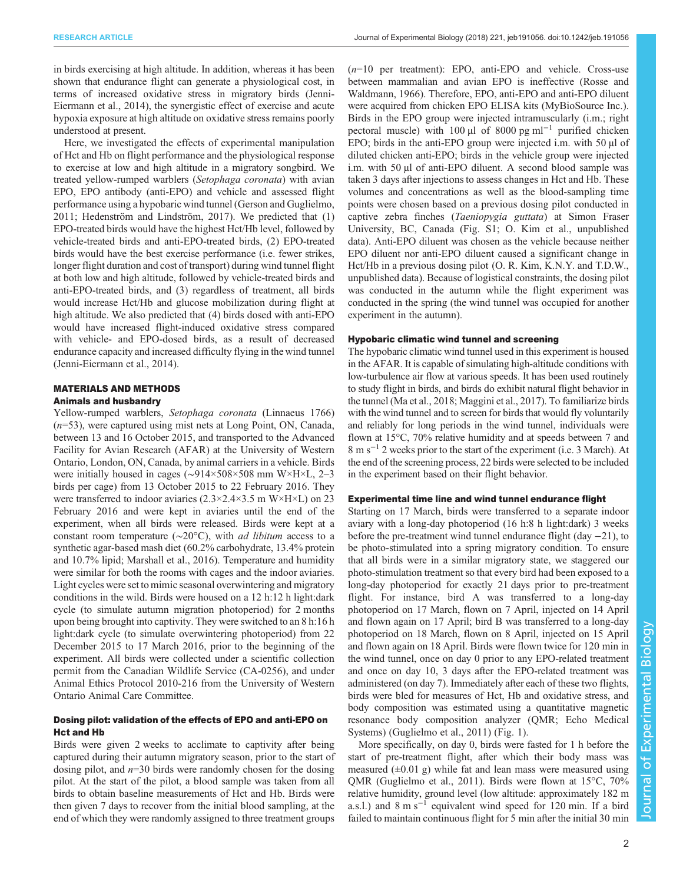in birds exercising at high altitude. In addition, whereas it has been shown that endurance flight can generate a physiological cost, in terms of increased oxidative stress in migratory birds (Jenni-Eiermann et al., 2014), the synergistic effect of exercise and acute hypoxia exposure at high altitude on oxidative stress remains poorly understood at present.

Here, we investigated the effects of experimental manipulation of Hct and Hb on flight performance and the physiological response to exercise at low and high altitude in a migratory songbird. We treated yellow-rumped warblers (*Setophaga coronata*) with avian EPO, EPO antibody (anti-EPO) and vehicle and assessed flight performance using a hypobaric wind tunnel (Gerson and Guglielmo, 2011; Hedenström and Lindström, 2017). We predicted that (1) EPO-treated birds would have the highest Hct/Hb level, followed by vehicle-treated birds and anti-EPO-treated birds, (2) EPO-treated birds would have the best exercise performance (i.e. fewer strikes, longer flight duration and cost of transport) during wind tunnel flight at both low and high altitude, followed by vehicle-treated birds and anti-EPO-treated birds, and (3) regardless of treatment, all birds would increase Hct/Hb and glucose mobilization during flight at high altitude. We also predicted that (4) birds dosed with anti-EPO would have increased flight-induced oxidative stress compared with vehicle- and EPO-dosed birds, as a result of decreased endurance capacity and increased difficulty flying in the wind tunnel (Jenni-Eiermann et al., 2014).

## MATERIALS AND METHODS

### Animals and husbandry

Yellow-rumped warblers, *Setophaga coronata* (Linnaeus 1766) ($n$=53), were captured using mist nets at Long Point, ON, Canada, between 13 and 16 October 2015, and transported to the Advanced Facility for Avian Research (AFAR) at the University of Western Ontario, London, ON, Canada, by animal carriers in a vehicle. Birds were initially housed in cages (∼914×508×508 mm W×H×L, 2–3 birds per cage) from 13 October 2015 to 22 February 2016. They were transferred to indoor aviaries (2.3×2.4×3.5 m W×H×L) on 23 February 2016 and were kept in aviaries until the end of the experiment, when all birds were released. Birds were kept at a constant room temperature (∼20°C), with *ad libitum* access to a synthetic agar-based mash diet (60.2% carbohydrate, 13.4% protein and 10.7% lipid; Marshall et al., 2016). Temperature and humidity were similar for both the rooms with cages and the indoor aviaries. Light cycles were set to mimic seasonal overwintering and migratory conditions in the wild. Birds were housed on a 12 h:12 h light:dark cycle (to simulate autumn migration photoperiod) for 2 months upon being brought into captivity. They were switched to an 8 h:16 h light:dark cycle (to simulate overwintering photoperiod) from 22 December 2015 to 17 March 2016, prior to the beginning of the experiment. All birds were collected under a scientific collection permit from the Canadian Wildlife Service (CA-0256), and under Animal Ethics Protocol 2010-216 from the University of Western Ontario Animal Care Committee.

### Dosing pilot: validation of the effects of EPO and anti-EPO on Hct and Hb

Birds were given 2 weeks to acclimate to captivity after being captured during their autumn migratory season, prior to the start of dosing pilot, and $n$=30 birds were randomly chosen for the dosing pilot. At the start of the pilot, a blood sample was taken from all birds to obtain baseline measurements of Hct and Hb. Birds were then given 7 days to recover from the initial blood sampling, at the end of which they were randomly assigned to three treatment groups ($n$=10 per treatment): EPO, anti-EPO and vehicle. Cross-use between mammalian and avian EPO is ineffective (Rosse and Waldmann, 1966). Therefore, EPO, anti-EPO and anti-EPO diluent were acquired from chicken EPO ELISA kits (MyBioSource Inc.). Birds in the EPO group were injected intramuscularly (i.m.; right pectoral muscle) with 100 µl of 8000 pg ml$^{-1}$ purified chicken EPO; birds in the anti-EPO group were injected i.m. with 50 µl of diluted chicken anti-EPO; birds in the vehicle group were injected i.m. with 50 µl of anti-EPO diluent. A second blood sample was taken 3 days after injections to assess changes in Hct and Hb. These volumes and concentrations as well as the blood-sampling time points were chosen based on a previous dosing pilot conducted in captive zebra finches (*Taeniopygia guttata*) at Simon Fraser University, BC, Canada (Fig. S1; O. Kim et al., unpublished data). Anti-EPO diluent was chosen as the vehicle because neither EPO diluent nor anti-EPO diluent caused a significant change in Hct/Hb in a previous dosing pilot (O. R. Kim, K.N.Y. and T.D.W., unpublished data). Because of logistical constraints, the dosing pilot was conducted in the autumn while the flight experiment was conducted in the spring (the wind tunnel was occupied for another experiment in the autumn).

### Hypobaric climatic wind tunnel and screening

The hypobaric climatic wind tunnel used in this experiment is housed in the AFAR. It is capable of simulating high-altitude conditions with low-turbulence air flow at various speeds. It has been used routinely to study flight in birds, and birds do exhibit natural flight behavior in the tunnel (Ma et al., 2018; Maggini et al., 2017). To familiarize birds with the wind tunnel and to screen for birds that would fly voluntarily and reliably for long periods in the wind tunnel, individuals were flown at 15°C, 70% relative humidity and at speeds between 7 and 8 m s$^{-1}$ 2 weeks prior to the start of the experiment (i.e. 3 March). At the end of the screening process, 22 birds were selected to be included in the experiment based on their flight behavior.

### Experimental time line and wind tunnel endurance flight

Starting on 17 March, birds were transferred to a separate indoor aviary with a long-day photoperiod (16 h:8 h light:dark) 3 weeks before the pre-treatment wind tunnel endurance flight (day −21), to be photo-stimulated into a spring migratory condition. To ensure that all birds were in a similar migratory state, we staggered our photo-stimulation treatment so that every bird had been exposed to a long-day photoperiod for exactly 21 days prior to pre-treatment flight. For instance, bird A was transferred to a long-day photoperiod on 17 March, flown on 7 April, injected on 14 April and flown again on 17 April; bird B was transferred to a long-day photoperiod on 18 March, flown on 8 April, injected on 15 April and flown again on 18 April. Birds were flown twice for 120 min in the wind tunnel, once on day 0 prior to any EPO-related treatment and once on day 10, 3 days after the EPO-related treatment was administered (on day 7). Immediately after each of these two flights, birds were bled for measures of Hct, Hb and oxidative stress, and body composition was estimated using a quantitative magnetic resonance body composition analyzer (QMR; Echo Medical Systems) (Guglielmo et al., 2011) (Fig. 1).

More specifically, on day 0, birds were fasted for 1 h before the start of pre-treatment flight, after which their body mass was measured (±0.01 g) while fat and lean mass were measured using QMR (Guglielmo et al., 2011). Birds were flown at 15°C, 70% relative humidity, ground level (low altitude: approximately 182 m a.s.l.) and 8 m s$^{-1}$ equivalent wind speed for 120 min. If a bird failed to maintain continuous flight for 5 min after the initial 30 min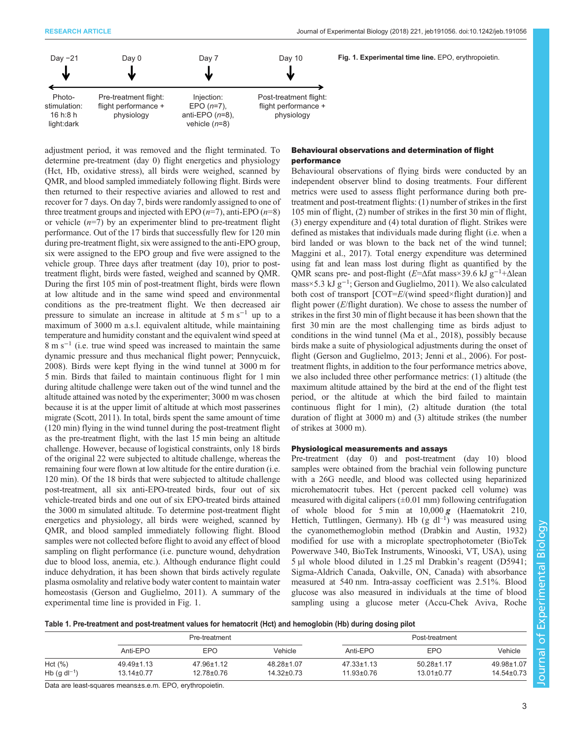Day −21 — Photo-stimulation: 16 h:8 h light:dark

Day 0 — Pre-treatment flight: flight performance + physiology

Day 7 — Injection: EPO ($n$=7), anti-EPO ($n$=8), vehicle ($n$=8)

Day 10 — Post-treatment flight: flight performance + physiology

**Fig. 1. Experimental time line.** EPO, erythropoietin.

adjustment period, it was removed and the flight terminated. To determine pre-treatment (day 0) flight energetics and physiology (Hct, Hb, oxidative stress), all birds were weighed, scanned by QMR, and blood sampled immediately following flight. Birds were then returned to their respective aviaries and allowed to rest and recover for 7 days. On day 7, birds were randomly assigned to one of three treatment groups and injected with EPO ($n$=7), anti-EPO ($n$=8) or vehicle ($n$=7) by an experimenter blind to pre-treatment flight performance. Out of the 17 birds that successfully flew for 120 min during pre-treatment flight, six were assigned to the anti-EPO group, six were assigned to the EPO group and five were assigned to the vehicle group. Three days after treatment (day 10), prior to post-treatment flight, birds were fasted, weighed and scanned by QMR. During the first 105 min of post-treatment flight, birds were flown at low altitude and in the same wind speed and environmental conditions as the pre-treatment flight. We then decreased air pressure to simulate an increase in altitude at 5 m s$^{-1}$ up to a maximum of 3000 m a.s.l. equivalent altitude, while maintaining temperature and humidity constant and the equivalent wind speed at 8 m s$^{-1}$ (i.e. true wind speed was increased to maintain the same dynamic pressure and thus mechanical flight power; Pennycuick, 2008). Birds were kept flying in the wind tunnel at 3000 m for 5 min. Birds that failed to maintain continuous flight for 1 min during altitude challenge were taken out of the wind tunnel and the altitude attained was noted by the experimenter; 3000 m was chosen because it is at the upper limit of altitude at which most passerines migrate (Scott, 2011). In total, birds spent the same amount of time (120 min) flying in the wind tunnel during the post-treatment flight as the pre-treatment flight, with the last 15 min being an altitude challenge. However, because of logistical constraints, only 18 birds of the original 22 were subjected to altitude challenge, whereas the remaining four were flown at low altitude for the entire duration (i.e. 120 min). Of the 18 birds that were subjected to altitude challenge post-treatment, all six anti-EPO-treated birds, four out of six vehicle-treated birds and one out of six EPO-treated birds attained the 3000 m simulated altitude. To determine post-treatment flight energetics and physiology, all birds were weighed, scanned by QMR, and blood sampled immediately following flight. Blood samples were not collected before flight to avoid any effect of blood sampling on flight performance (i.e. puncture wound, dehydration due to blood loss, anemia, etc.). Although endurance flight could induce dehydration, it has been shown that birds actively regulate plasma osmolality and relative body water content to maintain water homeostasis (Gerson and Guglielmo, 2011). A summary of the experimental time line is provided in Fig. 1.

### Behavioural observations and determination of flight performance

Behavioural observations of flying birds were conducted by an independent observer blind to dosing treatments. Four different metrics were used to assess flight performance during both pre-treatment and post-treatment flights: (1) number of strikes in the first 105 min of flight, (2) number of strikes in the first 30 min of flight, (3) energy expenditure and (4) total duration of flight. Strikes were defined as mistakes that individuals made during flight (i.e. when a bird landed or was blown to the back net of the wind tunnel; Maggini et al., 2017). Total energy expenditure was determined using fat and lean mass lost during flight as quantified by the QMR scans pre- and post-flight ($E$=Δfat mass×39.6 kJ g$^{-1}$+Δlean mass×5.3 kJ g$^{-1}$; Gerson and Guglielmo, 2011). We also calculated both cost of transport [COT=$E$/(wind speed×flight duration)] and flight power ($E$/flight duration). We chose to assess the number of strikes in the first 30 min of flight because it has been shown that the first 30 min are the most challenging time as birds adjust to conditions in the wind tunnel (Ma et al., 2018), possibly because birds make a suite of physiological adjustments during the onset of flight (Gerson and Guglielmo, 2013; Jenni et al., 2006). For post-treatment flights, in addition to the four performance metrics above, we also included three other performance metrics: (1) altitude (the maximum altitude attained by the bird at the end of the flight test period, or the altitude at which the bird failed to maintain continuous flight for 1 min), (2) altitude duration (the total duration of flight at 3000 m) and (3) altitude strikes (the number of strikes at 3000 m).

### Physiological measurements and assays

Pre-treatment (day 0) and post-treatment (day 10) blood samples were obtained from the brachial vein following puncture with a 26G needle, and blood was collected using heparinized microhematocrit tubes. Hct (percent packed cell volume) was measured with digital calipers (±0.01 mm) following centrifugation of whole blood for 5 min at 10,000 ***g*** (Haematokrit 210, Hettich, Tuttlingen, Germany). Hb (g dl$^{-1}$) was measured using the cyanomethemoglobin method (Drabkin and Austin, 1932) modified for use with a microplate spectrophotometer (BioTek Powerwave 340, BioTek Instruments, Winooski, VT, USA), using 5 µl whole blood diluted in 1.25 ml Drabkin's reagent (D5941; Sigma-Aldrich Canada, Oakville, ON, Canada) with absorbance measured at 540 nm. Intra-assay coefficient was 2.51%. Blood glucose was also measured in individuals at the time of blood sampling using a glucose meter (Accu-Chek Aviva, Roche

**Table 1. Pre-treatment and post-treatment values for hematocrit (Hct) and hemoglobin (Hb) during dosing pilot**

| | Pre-treatment | | | Post-treatment | | |
|---|---|---|---|---|---|---|
| | Anti-EPO | EPO | Vehicle | Anti-EPO | EPO | Vehicle |
| Hct (%) | 49.49±1.13 | 47.96±1.12 | 48.28±1.07 | 47.33±1.13 | 50.28±1.17 | 49.98±1.07 |
| Hb (g dl$^{-1}$) | 13.14±0.77 | 12.78±0.76 | 14.32±0.73 | 11.93±0.76 | 13.01±0.77 | 14.54±0.73 |

Data are least-squares means±s.e.m. EPO, erythropoietin.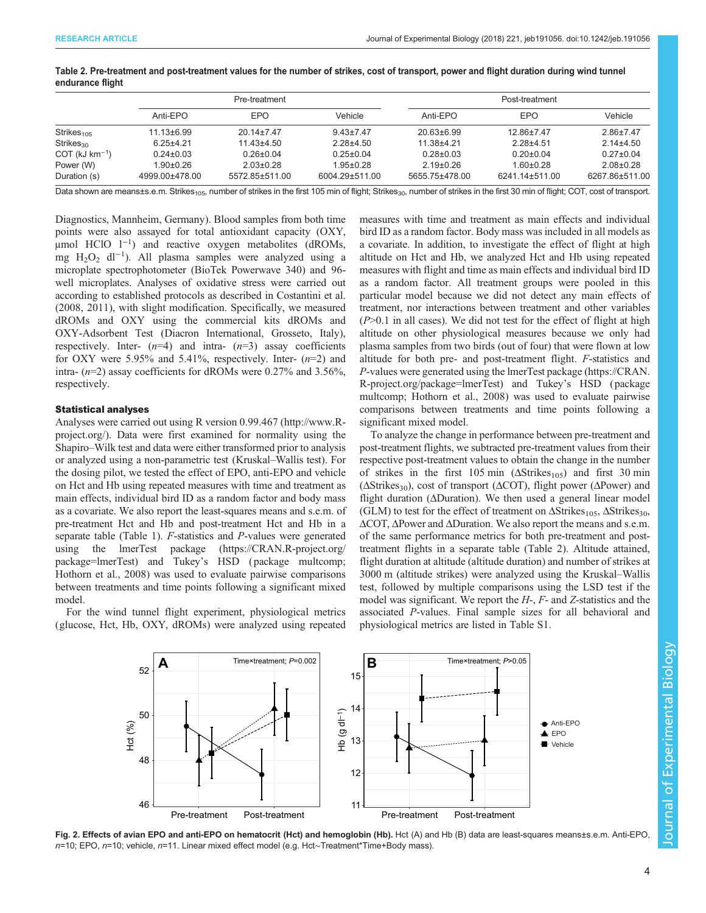**Table 2. Pre-treatment and post-treatment values for the number of strikes, cost of transport, power and flight duration during wind tunnel endurance flight**

| | Pre-treatment | | | Post-treatment | | |
|---|---|---|---|---|---|---|
| | Anti-EPO | EPO | Vehicle | Anti-EPO | EPO | Vehicle |
| $Strikes_{105}$ | 11.13±6.99 | 20.14±7.47 | 9.43±7.47 | 20.63±6.99 | 12.86±7.47 | 2.86±7.47 |
| $Strikes_{30}$ | 6.25±4.21 | 11.43±4.50 | 2.28±4.50 | 11.38±4.21 | 2.28±4.51 | 2.14±4.50 |
| COT (kJ $km^{-1}$) | 0.24±0.03 | 0.26±0.04 | 0.25±0.04 | 0.28±0.03 | 0.20±0.04 | 0.27±0.04 |
| Power (W) | 1.90±0.26 | 2.03±0.28 | 1.95±0.28 | 2.19±0.26 | 1.60±0.28 | 2.08±0.28 |
| Duration (s) | 4999.00±478.00 | 5572.85±511.00 | 6004.29±511.00 | 5655.75±478.00 | 6241.14±511.00 | 6267.86±511.00 |

Data shown are means±s.e.m. $Strikes_{105}$, number of strikes in the first 105 min of flight; $Strikes_{30}$, number of strikes in the first 30 min of flight; COT, cost of transport.

Diagnostics, Mannheim, Germany). Blood samples from both time points were also assayed for total antioxidant capacity (OXY, μmol HClO $l^{-1}$) and reactive oxygen metabolites (dROMs, mg $H_2O_2$ $dl^{-1}$). All plasma samples were analyzed using a microplate spectrophotometer (BioTek Powerwave 340) and 96-well microplates. Analyses of oxidative stress were carried out according to established protocols as described in Costantini et al. (2008, 2011), with slight modification. Specifically, we measured dROMs and OXY using the commercial kits dROMs and OXY-Adsorbent Test (Diacron International, Grosseto, Italy), respectively. Inter- ($n$=4) and intra- ($n$=3) assay coefficients for OXY were 5.95% and 5.41%, respectively. Inter- ($n$=2) and intra- ($n$=2) assay coefficients for dROMs were 0.27% and 3.56%, respectively.

### Statistical analyses

Analyses were carried out using R version 0.99.467 (http://www.R-project.org/). Data were first examined for normality using the Shapiro–Wilk test and data were either transformed prior to analysis or analyzed using a non-parametric test (Kruskal–Wallis test). For the dosing pilot, we tested the effect of EPO, anti-EPO and vehicle on Hct and Hb using repeated measures with time and treatment as main effects, individual bird ID as a random factor and body mass as a covariate. We also report the least-squares means and s.e.m. of pre-treatment Hct and Hb and post-treatment Hct and Hb in a separate table (Table 1). $F$-statistics and $P$-values were generated using the lmerTest package (https://CRAN.R-project.org/package=lmerTest) and Tukey's HSD (package multcomp; Hothorn et al., 2008) was used to evaluate pairwise comparisons between treatments and time points following a significant mixed model.

For the wind tunnel flight experiment, physiological metrics (glucose, Hct, Hb, OXY, dROMs) were analyzed using repeated measures with time and treatment as main effects and individual bird ID as a random factor. Body mass was included in all models as a covariate. In addition, to investigate the effect of flight at high altitude on Hct and Hb, we analyzed Hct and Hb using repeated measures with flight and time as main effects and individual bird ID as a random factor. All treatment groups were pooled in this particular model because we did not detect any main effects of treatment, nor interactions between treatment and other variables ($P$>0.1 in all cases). We did not test for the effect of flight at high altitude on other physiological measures because we only had plasma samples from two birds (out of four) that were flown at low altitude for both pre- and post-treatment flight. $F$-statistics and $P$-values were generated using the lmerTest package (https://CRAN.R-project.org/package=lmerTest) and Tukey's HSD (package multcomp; Hothorn et al., 2008) was used to evaluate pairwise comparisons between treatments and time points following a significant mixed model.

To analyze the change in performance between pre-treatment and post-treatment flights, we subtracted pre-treatment values from their respective post-treatment values to obtain the change in the number of strikes in the first 105 min ($\Delta Strikes_{105}$) and first 30 min ($\Delta Strikes_{30}$), cost of transport (ΔCOT), flight power (ΔPower) and flight duration (ΔDuration). We then used a general linear model (GLM) to test for the effect of treatment on $\Delta Strikes_{105}$, $\Delta Strikes_{30}$, ΔCOT, ΔPower and ΔDuration. We also report the means and s.e.m. of the same performance metrics for both pre-treatment and post-treatment flights in a separate table (Table 2). Altitude attained, flight duration at altitude (altitude duration) and number of strikes at 3000 m (altitude strikes) were analyzed using the Kruskal–Wallis test, followed by multiple comparisons using the LSD test if the model was significant. We report the $H$-, $F$- and $Z$-statistics and the associated $P$-values. Final sample sizes for all behavioral and physiological metrics are listed in Table S1.

**Fig. 2. Effects of avian EPO and anti-EPO on hematocrit (Hct) and hemoglobin (Hb).** Hct (A) and Hb (B) data are least-squares means±s.e.m. Anti-EPO, $n$=10; EPO, $n$=10; vehicle, $n$=11. Linear mixed effect model (e.g. Hct~Treatment*Time+Body mass).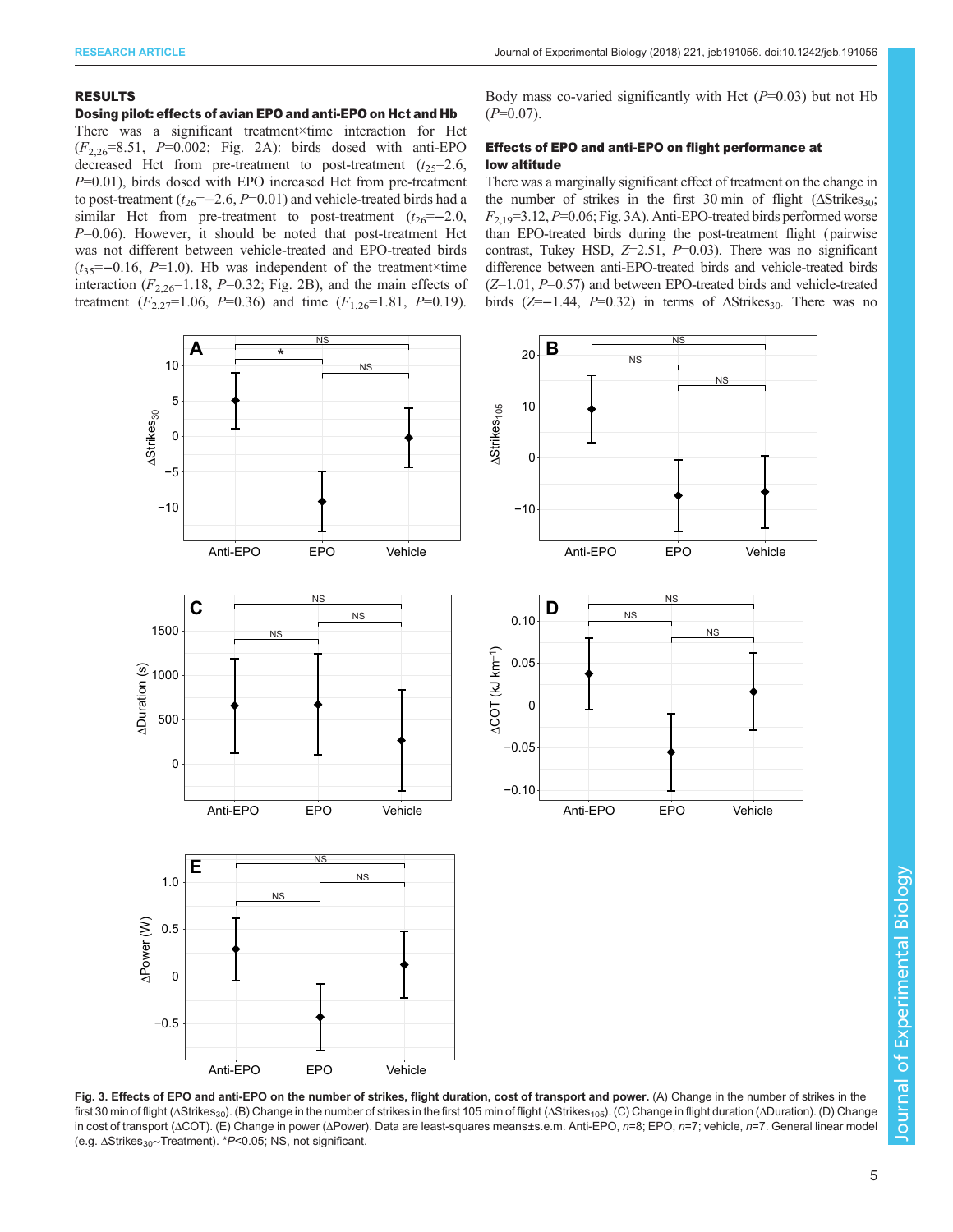## RESULTS

### Dosing pilot: effects of avian EPO and anti-EPO on Hct and Hb

There was a significant treatment×time interaction for Hct ($F_{2,26}$=8.51, $P$=0.002; Fig. 2A): birds dosed with anti-EPO decreased Hct from pre-treatment to post-treatment ($t_{25}$=2.6, $P$=0.01), birds dosed with EPO increased Hct from pre-treatment to post-treatment ($t_{26}$=−2.6, $P$=0.01) and vehicle-treated birds had a similar Hct from pre-treatment to post-treatment ($t_{26}$=−2.0, $P$=0.06). However, it should be noted that post-treatment Hct was not different between vehicle-treated and EPO-treated birds ($t_{35}$=−0.16, $P$=1.0). Hb was independent of the treatment×time interaction ($F_{2,26}$=1.18, $P$=0.32; Fig. 2B), and the main effects of treatment ($F_{2,27}$=1.06, $P$=0.36) and time ($F_{1,26}$=1.81, $P$=0.19). Body mass co-varied significantly with Hct ($P$=0.03) but not Hb ($P$=0.07).

### Effects of EPO and anti-EPO on flight performance at low altitude

There was a marginally significant effect of treatment on the change in the number of strikes in the first 30 min of flight (ΔStrikes$_{30}$; $F_{2,19}$=3.12, $P$=0.06; Fig. 3A). Anti-EPO-treated birds performed worse than EPO-treated birds during the post-treatment flight (pairwise contrast, Tukey HSD, $Z$=2.51, $P$=0.03). There was no significant difference between anti-EPO-treated birds and vehicle-treated birds ($Z$=1.01, $P$=0.57) and between EPO-treated birds and vehicle-treated birds ($Z$=−1.44, $P$=0.32) in terms of ΔStrikes$_{30}$. There was no

**Fig. 3. Effects of EPO and anti-EPO on the number of strikes, flight duration, cost of transport and power.** (A) Change in the number of strikes in the first 30 min of flight (ΔStrikes$_{30}$). (B) Change in the number of strikes in the first 105 min of flight (ΔStrikes$_{105}$). (C) Change in flight duration (ΔDuration). (D) Change in cost of transport (ΔCOT). (E) Change in power (ΔPower). Data are least-squares means±s.e.m. Anti-EPO, $n$=8; EPO, $n$=7; vehicle, $n$=7. General linear model (e.g. ΔStrikes$_{30}$~Treatment). *$P$<0.05; NS, not significant.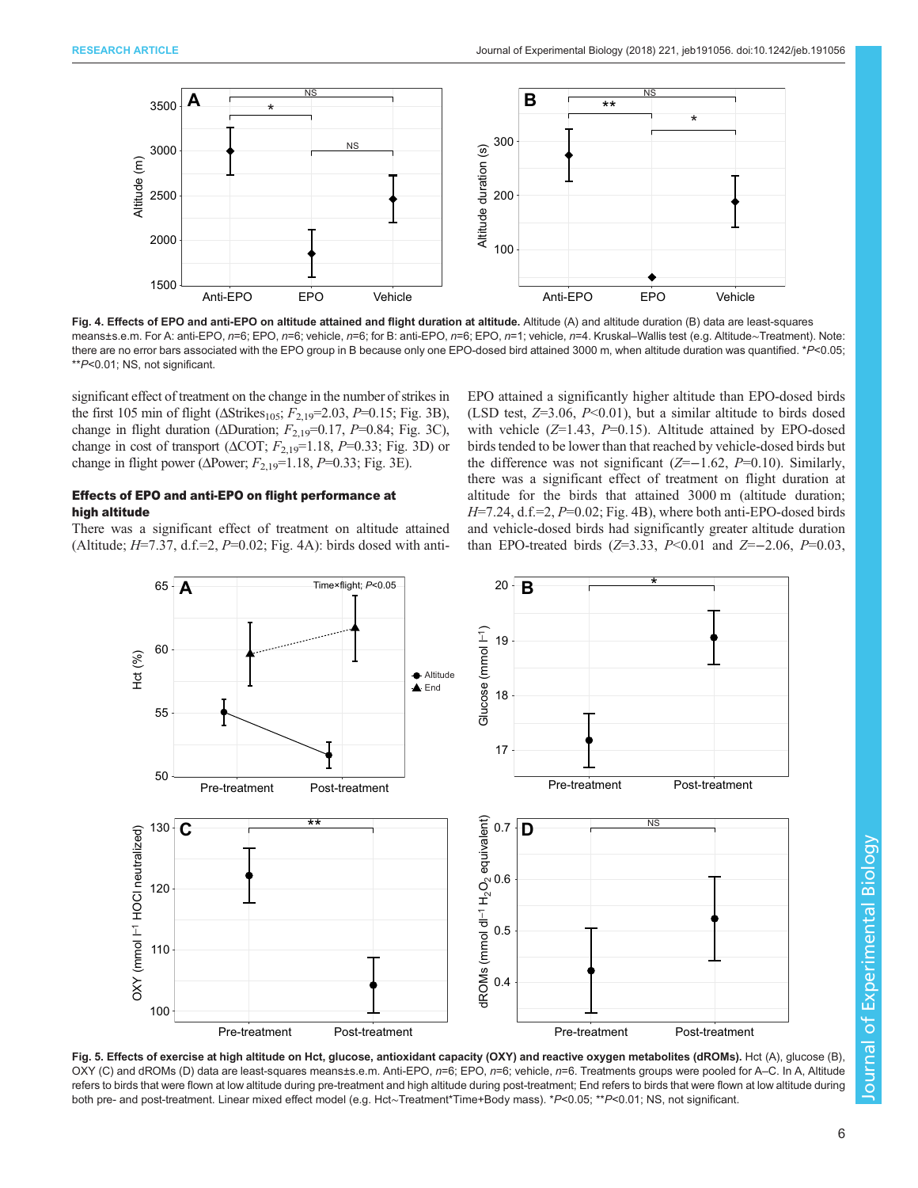**Fig. 4. Effects of EPO and anti-EPO on altitude attained and flight duration at altitude.** Altitude (A) and altitude duration (B) data are least-squares means±s.e.m. For A: anti-EPO, *n*=6; EPO, *n*=6; vehicle, *n*=6; for B: anti-EPO, *n*=6; EPO, *n*=1; vehicle, *n*=4. Kruskal–Wallis test (e.g. Altitude~Treatment). Note: there are no error bars associated with the EPO group in B because only one EPO-dosed bird attained 3000 m, when altitude duration was quantified. \**P*<0.05; \*\**P*<0.01; NS, not significant.

significant effect of treatment on the change in the number of strikes in the first 105 min of flight ($\Delta$Strikes$_{105}$; $F_{2,19}$=2.03, *P*=0.15; Fig. 3B), change in flight duration ($\Delta$Duration; $F_{2,19}$=0.17, *P*=0.84; Fig. 3C), change in cost of transport ($\Delta$COT; $F_{2,19}$=1.18, *P*=0.33; Fig. 3D) or change in flight power ($\Delta$Power; $F_{2,19}$=1.18, *P*=0.33; Fig. 3E).

### Effects of EPO and anti-EPO on flight performance at high altitude

There was a significant effect of treatment on altitude attained (Altitude; *H*=7.37, d.f.=2, *P*=0.02; Fig. 4A): birds dosed with anti-EPO attained a significantly higher altitude than EPO-dosed birds (LSD test, *Z*=3.06, *P*<0.01), but a similar altitude to birds dosed with vehicle (*Z*=1.43, *P*=0.15). Altitude attained by EPO-dosed birds tended to be lower than that reached by vehicle-dosed birds but the difference was not significant (*Z*=−1.62, *P*=0.10). Similarly, there was a significant effect of treatment on flight duration at altitude for the birds that attained 3000 m (altitude duration; *H*=7.24, d.f.=2, *P*=0.02; Fig. 4B), where both anti-EPO-dosed birds and vehicle-dosed birds had significantly greater altitude duration than EPO-treated birds (*Z*=3.33, *P*<0.01 and *Z*=−2.06, *P*=0.03,

**Fig. 5. Effects of exercise at high altitude on Hct, glucose, antioxidant capacity (OXY) and reactive oxygen metabolites (dROMs).** Hct (A), glucose (B), OXY (C) and dROMs (D) data are least-squares means±s.e.m. Anti-EPO, *n*=6; EPO, *n*=6; vehicle, *n*=6. Treatments groups were pooled for A–C. In A, Altitude refers to birds that were flown at low altitude during pre-treatment and high altitude during post-treatment; End refers to birds that were flown at low altitude during both pre- and post-treatment. Linear mixed effect model (e.g. Hct~Treatment\*Time+Body mass). \**P*<0.05; \*\**P*<0.01; NS, not significant.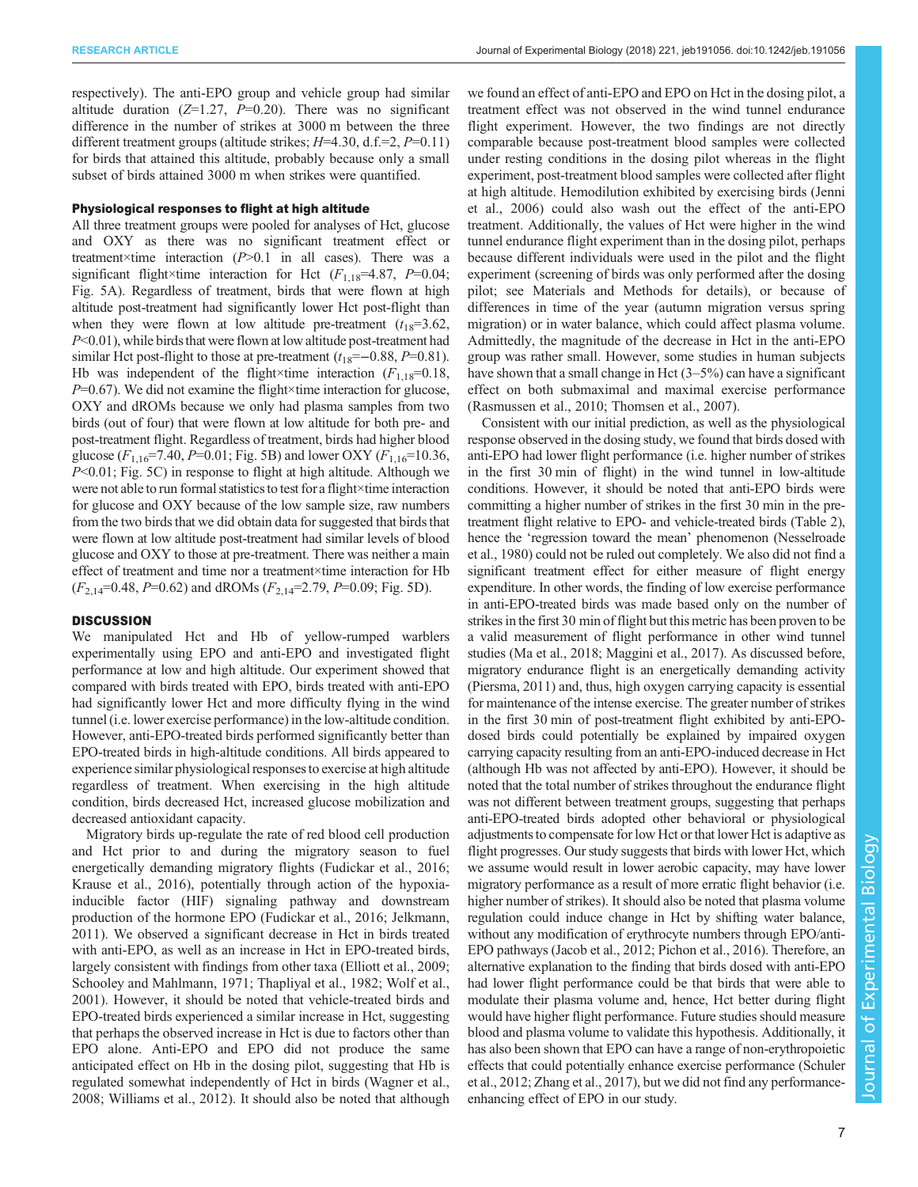respectively). The anti-EPO group and vehicle group had similar altitude duration ($Z$=1.27, $P$=0.20). There was no significant difference in the number of strikes at 3000 m between the three different treatment groups (altitude strikes; $H$=4.30, d.f.=2, $P$=0.11) for birds that attained this altitude, probably because only a small subset of birds attained 3000 m when strikes were quantified.

### Physiological responses to flight at high altitude

All three treatment groups were pooled for analyses of Hct, glucose and OXY as there was no significant treatment effect or treatment×time interaction ($P$>0.1 in all cases). There was a significant flight×time interaction for Hct ($F_{1,18}$=4.87, $P$=0.04; Fig. 5A). Regardless of treatment, birds that were flown at high altitude post-treatment had significantly lower Hct post-flight than when they were flown at low altitude pre-treatment ($t_{18}$=3.62, $P$<0.01), while birds that were flown at low altitude post-treatment had similar Hct post-flight to those at pre-treatment ($t_{18}$=−0.88, $P$=0.81). Hb was independent of the flight×time interaction ($F_{1,18}$=0.18, $P$=0.67). We did not examine the flight×time interaction for glucose, OXY and dROMs because we only had plasma samples from two birds (out of four) that were flown at low altitude for both pre- and post-treatment flight. Regardless of treatment, birds had higher blood glucose ($F_{1,16}$=7.40, $P$=0.01; Fig. 5B) and lower OXY ($F_{1,16}$=10.36, $P$<0.01; Fig. 5C) in response to flight at high altitude. Although we were not able to run formal statistics to test for a flight×time interaction for glucose and OXY because of the low sample size, raw numbers from the two birds that we did obtain data for suggested that birds that were flown at low altitude post-treatment had similar levels of blood glucose and OXY to those at pre-treatment. There was neither a main effect of treatment and time nor a treatment×time interaction for Hb ($F_{2,14}$=0.48, $P$=0.62) and dROMs ($F_{2,14}$=2.79, $P$=0.09; Fig. 5D).

## DISCUSSION

We manipulated Hct and Hb of yellow-rumped warblers experimentally using EPO and anti-EPO and investigated flight performance at low and high altitude. Our experiment showed that compared with birds treated with EPO, birds treated with anti-EPO had significantly lower Hct and more difficulty flying in the wind tunnel (i.e. lower exercise performance) in the low-altitude condition. However, anti-EPO-treated birds performed significantly better than EPO-treated birds in high-altitude conditions. All birds appeared to experience similar physiological responses to exercise at high altitude regardless of treatment. When exercising in the high altitude condition, birds decreased Hct, increased glucose mobilization and decreased antioxidant capacity.

Migratory birds up-regulate the rate of red blood cell production and Hct prior to and during the migratory season to fuel energetically demanding migratory flights (Fudickar et al., 2016; Krause et al., 2016), potentially through action of the hypoxia-inducible factor (HIF) signaling pathway and downstream production of the hormone EPO (Fudickar et al., 2016; Jelkmann, 2011). We observed a significant decrease in Hct in birds treated with anti-EPO, as well as an increase in Hct in EPO-treated birds, largely consistent with findings from other taxa (Elliott et al., 2009; Schooley and Mahlmann, 1971; Thapliyal et al., 1982; Wolf et al., 2001). However, it should be noted that vehicle-treated birds and EPO-treated birds experienced a similar increase in Hct, suggesting that perhaps the observed increase in Hct is due to factors other than EPO alone. Anti-EPO and EPO did not produce the same anticipated effect on Hb in the dosing pilot, suggesting that Hb is regulated somewhat independently of Hct in birds (Wagner et al., 2008; Williams et al., 2012). It should also be noted that although we found an effect of anti-EPO and EPO on Hct in the dosing pilot, a treatment effect was not observed in the wind tunnel endurance flight experiment. However, the two findings are not directly comparable because post-treatment blood samples were collected under resting conditions in the dosing pilot whereas in the flight experiment, post-treatment blood samples were collected after flight at high altitude. Hemodilution exhibited by exercising birds (Jenni et al., 2006) could also wash out the effect of the anti-EPO treatment. Additionally, the values of Hct were higher in the wind tunnel endurance flight experiment than in the dosing pilot, perhaps because different individuals were used in the pilot and the flight experiment (screening of birds was only performed after the dosing pilot; see Materials and Methods for details), or because of differences in time of the year (autumn migration versus spring migration) or in water balance, which could affect plasma volume. Admittedly, the magnitude of the decrease in Hct in the anti-EPO group was rather small. However, some studies in human subjects have shown that a small change in Hct (3–5%) can have a significant effect on both submaximal and maximal exercise performance (Rasmussen et al., 2010; Thomsen et al., 2007).

Consistent with our initial prediction, as well as the physiological response observed in the dosing study, we found that birds dosed with anti-EPO had lower flight performance (i.e. higher number of strikes in the first 30 min of flight) in the wind tunnel in low-altitude conditions. However, it should be noted that anti-EPO birds were committing a higher number of strikes in the first 30 min in the pre-treatment flight relative to EPO- and vehicle-treated birds (Table 2), hence the 'regression toward the mean' phenomenon (Nesselroade et al., 1980) could not be ruled out completely. We also did not find a significant treatment effect for either measure of flight energy expenditure. In other words, the finding of low exercise performance in anti-EPO-treated birds was made based only on the number of strikes in the first 30 min of flight but this metric has been proven to be a valid measurement of flight performance in other wind tunnel studies (Ma et al., 2018; Maggini et al., 2017). As discussed before, migratory endurance flight is an energetically demanding activity (Piersma, 2011) and, thus, high oxygen carrying capacity is essential for maintenance of the intense exercise. The greater number of strikes in the first 30 min of post-treatment flight exhibited by anti-EPO-dosed birds could potentially be explained by impaired oxygen carrying capacity resulting from an anti-EPO-induced decrease in Hct (although Hb was not affected by anti-EPO). However, it should be noted that the total number of strikes throughout the endurance flight was not different between treatment groups, suggesting that perhaps anti-EPO-treated birds adopted other behavioral or physiological adjustments to compensate for low Hct or that lower Hct is adaptive as flight progresses. Our study suggests that birds with lower Hct, which we assume would result in lower aerobic capacity, may have lower migratory performance as a result of more erratic flight behavior (i.e. higher number of strikes). It should also be noted that plasma volume regulation could induce change in Hct by shifting water balance, without any modification of erythrocyte numbers through EPO/anti-EPO pathways (Jacob et al., 2012; Pichon et al., 2016). Therefore, an alternative explanation to the finding that birds dosed with anti-EPO had lower flight performance could be that birds that were able to modulate their plasma volume and, hence, Hct better during flight would have higher flight performance. Future studies should measure blood and plasma volume to validate this hypothesis. Additionally, it has also been shown that EPO can have a range of non-erythropoietic effects that could potentially enhance exercise performance (Schuler et al., 2012; Zhang et al., 2017), but we did not find any performance-enhancing effect of EPO in our study.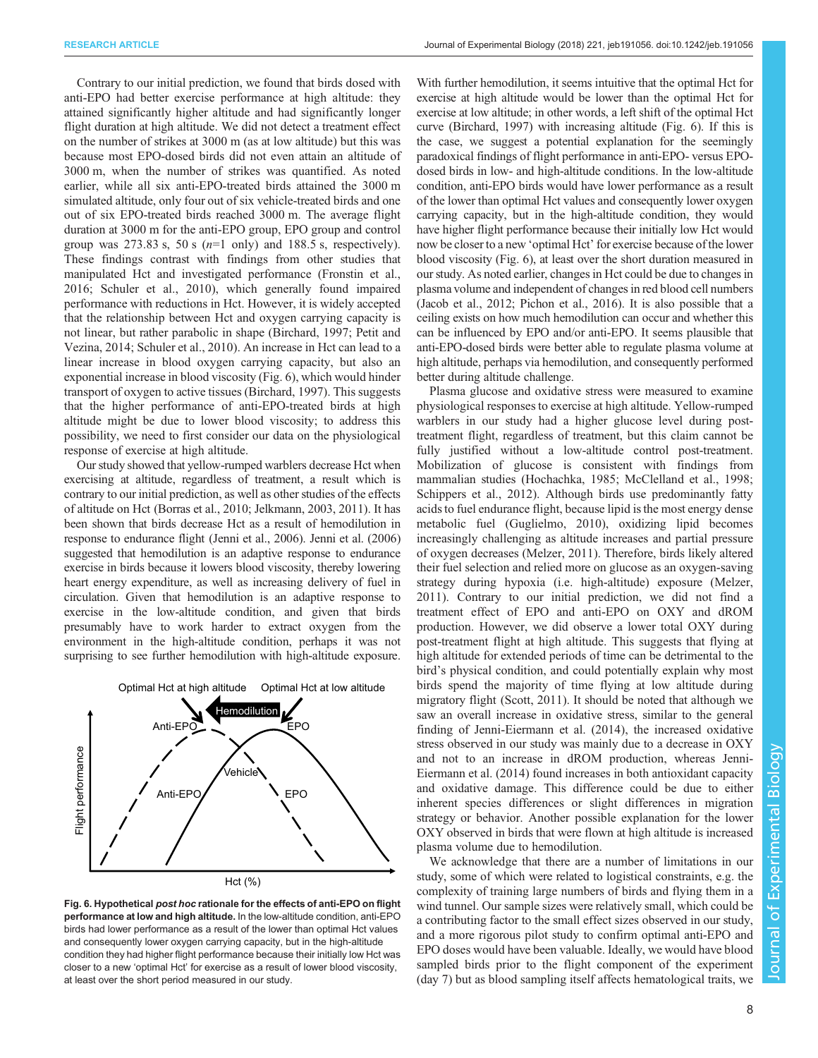Contrary to our initial prediction, we found that birds dosed with anti-EPO had better exercise performance at high altitude: they attained significantly higher altitude and had significantly longer flight duration at high altitude. We did not detect a treatment effect on the number of strikes at 3000 m (as at low altitude) but this was because most EPO-dosed birds did not even attain an altitude of 3000 m, when the number of strikes was quantified. As noted earlier, while all six anti-EPO-treated birds attained the 3000 m simulated altitude, only four out of six vehicle-treated birds and one out of six EPO-treated birds reached 3000 m. The average flight duration at 3000 m for the anti-EPO group, EPO group and control group was 273.83 s, 50 s ($n$=1 only) and 188.5 s, respectively). These findings contrast with findings from other studies that manipulated Hct and investigated performance (Fronstin et al., 2016; Schuler et al., 2010), which generally found impaired performance with reductions in Hct. However, it is widely accepted that the relationship between Hct and oxygen carrying capacity is not linear, but rather parabolic in shape (Birchard, 1997; Petit and Vezina, 2014; Schuler et al., 2010). An increase in Hct can lead to a linear increase in blood oxygen carrying capacity, but also an exponential increase in blood viscosity (Fig. 6), which would hinder transport of oxygen to active tissues (Birchard, 1997). This suggests that the higher performance of anti-EPO-treated birds at high altitude might be due to lower blood viscosity; to address this possibility, we need to first consider our data on the physiological response of exercise at high altitude.

Our study showed that yellow-rumped warblers decrease Hct when exercising at altitude, regardless of treatment, a result which is contrary to our initial prediction, as well as other studies of the effects of altitude on Hct (Borras et al., 2010; Jelkmann, 2003, 2011). It has been shown that birds decrease Hct as a result of hemodilution in response to endurance flight (Jenni et al., 2006). Jenni et al. (2006) suggested that hemodilution is an adaptive response to endurance exercise in birds because it lowers blood viscosity, thereby lowering heart energy expenditure, as well as increasing delivery of fuel in circulation. Given that hemodilution is an adaptive response to exercise in the low-altitude condition, and given that birds presumably have to work harder to extract oxygen from the environment in the high-altitude condition, perhaps it was not surprising to see further hemodilution with high-altitude exposure.

**Fig. 6. Hypothetical *post hoc* rationale for the effects of anti-EPO on flight performance at low and high altitude.** In the low-altitude condition, anti-EPO birds had lower performance as a result of the lower than optimal Hct values and consequently lower oxygen carrying capacity, but in the high-altitude condition they had higher flight performance because their initially low Hct was closer to a new 'optimal Hct' for exercise as a result of lower blood viscosity, at least over the short period measured in our study.

With further hemodilution, it seems intuitive that the optimal Hct for exercise at high altitude would be lower than the optimal Hct for exercise at low altitude; in other words, a left shift of the optimal Hct curve (Birchard, 1997) with increasing altitude (Fig. 6). If this is the case, we suggest a potential explanation for the seemingly paradoxical findings of flight performance in anti-EPO- versus EPO-dosed birds in low- and high-altitude conditions. In the low-altitude condition, anti-EPO birds would have lower performance as a result of the lower than optimal Hct values and consequently lower oxygen carrying capacity, but in the high-altitude condition, they would have higher flight performance because their initially low Hct would now be closer to a new 'optimal Hct' for exercise because of the lower blood viscosity (Fig. 6), at least over the short duration measured in our study. As noted earlier, changes in Hct could be due to changes in plasma volume and independent of changes in red blood cell numbers (Jacob et al., 2012; Pichon et al., 2016). It is also possible that a ceiling exists on how much hemodilution can occur and whether this can be influenced by EPO and/or anti-EPO. It seems plausible that anti-EPO-dosed birds were better able to regulate plasma volume at high altitude, perhaps via hemodilution, and consequently performed better during altitude challenge.

Plasma glucose and oxidative stress were measured to examine physiological responses to exercise at high altitude. Yellow-rumped warblers in our study had a higher glucose level during post-treatment flight, regardless of treatment, but this claim cannot be fully justified without a low-altitude control post-treatment. Mobilization of glucose is consistent with findings from mammalian studies (Hochachka, 1985; McClelland et al., 1998; Schippers et al., 2012). Although birds use predominantly fatty acids to fuel endurance flight, because lipid is the most energy dense metabolic fuel (Guglielmo, 2010), oxidizing lipid becomes increasingly challenging as altitude increases and partial pressure of oxygen decreases (Melzer, 2011). Therefore, birds likely altered their fuel selection and relied more on glucose as an oxygen-saving strategy during hypoxia (i.e. high-altitude) exposure (Melzer, 2011). Contrary to our initial prediction, we did not find a treatment effect of EPO and anti-EPO on OXY and dROM production. However, we did observe a lower total OXY during post-treatment flight at high altitude. This suggests that flying at high altitude for extended periods of time can be detrimental to the bird's physical condition, and could potentially explain why most birds spend the majority of time flying at low altitude during migratory flight (Scott, 2011). It should be noted that although we saw an overall increase in oxidative stress, similar to the general finding of Jenni-Eiermann et al. (2014), the increased oxidative stress observed in our study was mainly due to a decrease in OXY and not to an increase in dROM production, whereas Jenni-Eiermann et al. (2014) found increases in both antioxidant capacity and oxidative damage. This difference could be due to either inherent species differences or slight differences in migration strategy or behavior. Another possible explanation for the lower OXY observed in birds that were flown at high altitude is increased plasma volume due to hemodilution.

We acknowledge that there are a number of limitations in our study, some of which were related to logistical constraints, e.g. the complexity of training large numbers of birds and flying them in a wind tunnel. Our sample sizes were relatively small, which could be a contributing factor to the small effect sizes observed in our study, and a more rigorous pilot study to confirm optimal anti-EPO and EPO doses would have been valuable. Ideally, we would have blood sampled birds prior to the flight component of the experiment (day 7) but as blood sampling itself affects hematological traits, we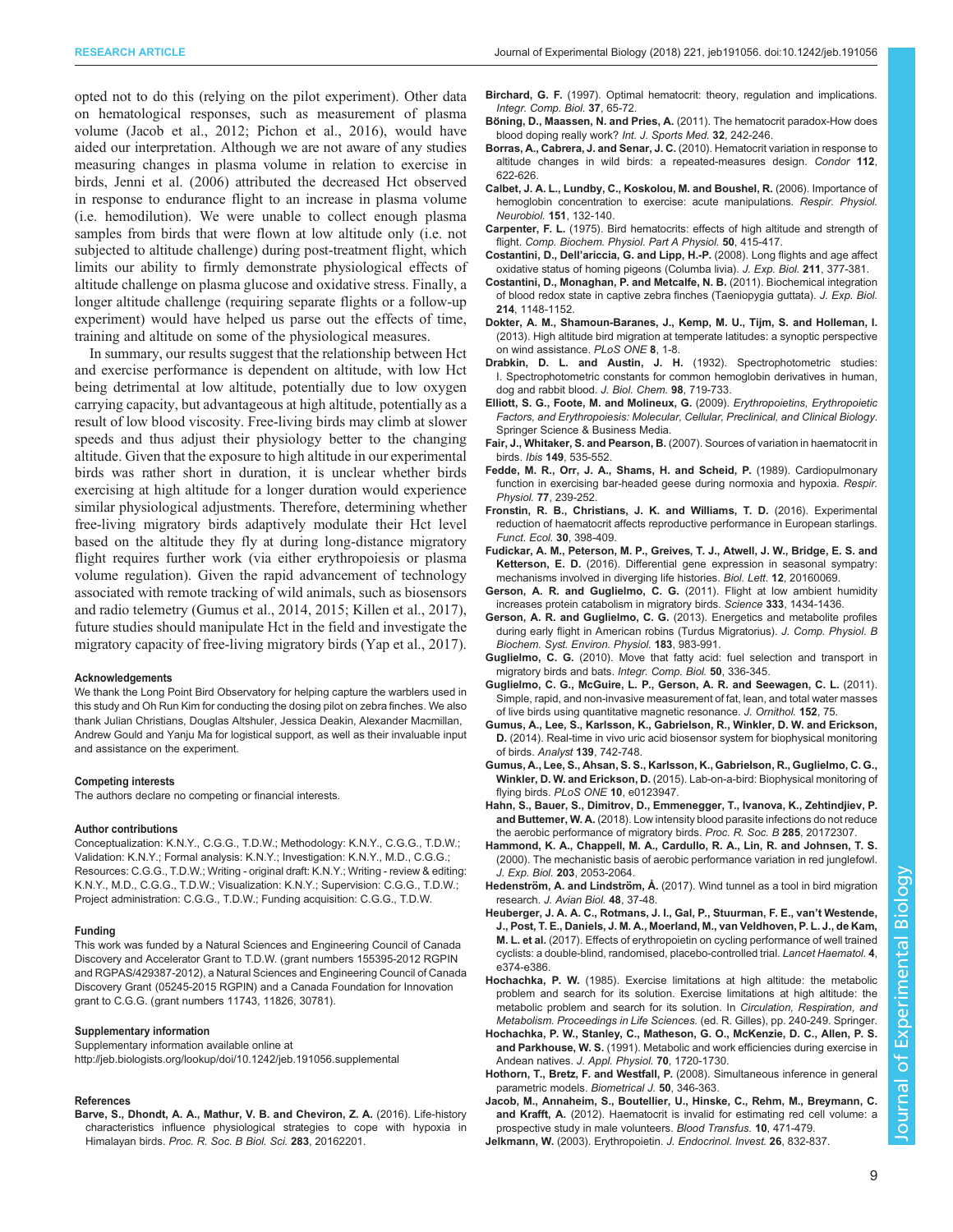opted not to do this (relying on the pilot experiment). Other data on hematological responses, such as measurement of plasma volume (Jacob et al., 2012; Pichon et al., 2016), would have aided our interpretation. Although we are not aware of any studies measuring changes in plasma volume in relation to exercise in birds, Jenni et al. (2006) attributed the decreased Hct observed in response to endurance flight to an increase in plasma volume (i.e. hemodilution). We were unable to collect enough plasma samples from birds that were flown at low altitude only (i.e. not subjected to altitude challenge) during post-treatment flight, which limits our ability to firmly demonstrate physiological effects of altitude challenge on plasma glucose and oxidative stress. Finally, a longer altitude challenge (requiring separate flights or a follow-up experiment) would have helped us parse out the effects of time, training and altitude on some of the physiological measures.

In summary, our results suggest that the relationship between Hct and exercise performance is dependent on altitude, with low Hct being detrimental at low altitude, potentially due to low oxygen carrying capacity, but advantageous at high altitude, potentially as a result of low blood viscosity. Free-living birds may climb at slower speeds and thus adjust their physiology better to the changing altitude. Given that the exposure to high altitude in our experimental birds was rather short in duration, it is unclear whether birds exercising at high altitude for a longer duration would experience similar physiological adjustments. Therefore, determining whether free-living migratory birds adaptively modulate their Hct level based on the altitude they fly at during long-distance migratory flight requires further work (via either erythropoiesis or plasma volume regulation). Given the rapid advancement of technology associated with remote tracking of wild animals, such as biosensors and radio telemetry (Gumus et al., 2014, 2015; Killen et al., 2017), future studies should manipulate Hct in the field and investigate the migratory capacity of free-living migratory birds (Yap et al., 2017).

#### Acknowledgements

We thank the Long Point Bird Observatory for helping capture the warblers used in this study and Oh Run Kim for conducting the dosing pilot on zebra finches. We also thank Julian Christians, Douglas Altshuler, Jessica Deakin, Alexander Macmillan, Andrew Gould and Yanju Ma for logistical support, as well as their invaluable input and assistance on the experiment.

#### Competing interests

The authors declare no competing or financial interests.

#### Author contributions

Conceptualization: K.N.Y., C.G.G., T.D.W.; Methodology: K.N.Y., C.G.G., T.D.W.; Validation: K.N.Y.; Formal analysis: K.N.Y.; Investigation: K.N.Y., M.D., C.G.G.; Resources: C.G.G., T.D.W.; Writing - original draft: K.N.Y.; Writing - review & editing: K.N.Y., M.D., C.G.G., T.D.W.; Visualization: K.N.Y.; Supervision: C.G.G., T.D.W.; Project administration: C.G.G., T.D.W.; Funding acquisition: C.G.G., T.D.W.

#### Funding

This work was funded by a Natural Sciences and Engineering Council of Canada Discovery and Accelerator Grant to T.D.W. (grant numbers 155395-2012 RGPIN and RGPAS/429387-2012), a Natural Sciences and Engineering Council of Canada Discovery Grant (05245-2015 RGPIN) and a Canada Foundation for Innovation grant to C.G.G. (grant numbers 11743, 11826, 30781).

#### Supplementary information

Supplementary information available online at
http://jeb.biologists.org/lookup/doi/10.1242/jeb.191056.supplemental

#### References

**Barve, S., Dhondt, A. A., Mathur, V. B. and Cheviron, Z. A.** (2016). Life-history characteristics influence physiological strategies to cope with hypoxia in Himalayan birds. *Proc. R. Soc. B Biol. Sci.* **283**, 20162201.

**Birchard, G. F.** (1997). Optimal hematocrit: theory, regulation and implications. *Integr. Comp. Biol.* **37**, 65-72.

**Böning, D., Maassen, N. and Pries, A.** (2011). The hematocrit paradox-How does blood doping really work? *Int. J. Sports Med.* **32**, 242-246.

**Borras, A., Cabrera, J. and Senar, J. C.** (2010). Hematocrit variation in response to altitude changes in wild birds: a repeated-measures design. *Condor* **112**, 622-626.

**Calbet, J. A. L., Lundby, C., Koskolou, M. and Boushel, R.** (2006). Importance of hemoglobin concentration to exercise: acute manipulations. *Respir. Physiol. Neurobiol.* **151**, 132-140.

**Carpenter, F. L.** (1975). Bird hematocrits: effects of high altitude and strength of flight. *Comp. Biochem. Physiol. Part A Physiol.* **50**, 415-417.

**Costantini, D., Dell'ariccia, G. and Lipp, H.-P.** (2008). Long flights and age affect oxidative status of homing pigeons (Columba livia). *J. Exp. Biol.* **211**, 377-381.

**Costantini, D., Monaghan, P. and Metcalfe, N. B.** (2011). Biochemical integration of blood redox state in captive zebra finches (Taeniopygia guttata). *J. Exp. Biol.* **214**, 1148-1152.

**Dokter, A. M., Shamoun-Baranes, J., Kemp, M. U., Tijm, S. and Holleman, I.** (2013). High altitude bird migration at temperate latitudes: a synoptic perspective on wind assistance. *PLoS ONE* **8**, 1-8.

**Drabkin, D. L. and Austin, J. H.** (1932). Spectrophotometric studies: I. Spectrophotometric constants for common hemoglobin derivatives in human, dog and rabbit blood. *J. Biol. Chem.* **98**, 719-733.

**Elliott, S. G., Foote, M. and Molineux, G.** (2009). *Erythropoietins, Erythropoietic Factors, and Erythropoiesis: Molecular, Cellular, Preclinical, and Clinical Biology*. Springer Science & Business Media.

**Fair, J., Whitaker, S. and Pearson, B.** (2007). Sources of variation in haematocrit in birds. *Ibis* **149**, 535-552.

**Fedde, M. R., Orr, J. A., Shams, H. and Scheid, P.** (1989). Cardiopulmonary function in exercising bar-headed geese during normoxia and hypoxia. *Respir. Physiol.* **77**, 239-252.

**Fronstin, R. B., Christians, J. K. and Williams, T. D.** (2016). Experimental reduction of haematocrit affects reproductive performance in European starlings. *Funct. Ecol.* **30**, 398-409.

**Fudickar, A. M., Peterson, M. P., Greives, T. J., Atwell, J. W., Bridge, E. S. and Ketterson, E. D.** (2016). Differential gene expression in seasonal sympatry: mechanisms involved in diverging life histories. *Biol. Lett.* **12**, 20160069.

**Gerson, A. R. and Guglielmo, C. G.** (2011). Flight at low ambient humidity increases protein catabolism in migratory birds. *Science* **333**, 1434-1436.

**Gerson, A. R. and Guglielmo, C. G.** (2013). Energetics and metabolite profiles during early flight in American robins (Turdus Migratorius). *J. Comp. Physiol. B Biochem. Syst. Environ. Physiol.* **183**, 983-991.

**Guglielmo, C. G.** (2010). Move that fatty acid: fuel selection and transport in migratory birds and bats. *Integr. Comp. Biol.* **50**, 336-345.

**Guglielmo, C. G., McGuire, L. P., Gerson, A. R. and Seewagen, C. L.** (2011). Simple, rapid, and non-invasive measurement of fat, lean, and total water masses of live birds using quantitative magnetic resonance. *J. Ornithol.* **152**, 75.

**Gumus, A., Lee, S., Karlsson, K., Gabrielson, R., Winkler, D. W. and Erickson, D.** (2014). Real-time in vivo uric acid biosensor system for biophysical monitoring of birds. *Analyst* **139**, 742-748.

**Gumus, A., Lee, S., Ahsan, S. S., Karlsson, K., Gabrielson, R., Guglielmo, C. G., Winkler, D. W. and Erickson, D.** (2015). Lab-on-a-bird: Biophysical monitoring of flying birds. *PLoS ONE* **10**, e0123947.

**Hahn, S., Bauer, S., Dimitrov, D., Emmenegger, T., Ivanova, K., Zehtindjiev, P. and Buttemer, W. A.** (2018). Low intensity blood parasite infections do not reduce the aerobic performance of migratory birds. *Proc. R. Soc. B* **285**, 20172307.

**Hammond, K. A., Chappell, M. A., Cardullo, R. A., Lin, R. and Johnsen, T. S.** (2000). The mechanistic basis of aerobic performance variation in red junglefowl. *J. Exp. Biol.* **203**, 2053-2064.

**Hedenström, A. and Lindström, Å.** (2017). Wind tunnel as a tool in bird migration research. *J. Avian Biol.* **48**, 37-48.

**Heuberger, J. A. A. C., Rotmans, J. I., Gal, P., Stuurman, F. E., van't Westende, J., Post, T. E., Daniels, J. M. A., Moerland, M., van Veldhoven, P. L. J., de Kam, M. L. et al.** (2017). Effects of erythropoietin on cycling performance of well trained cyclists: a double-blind, randomised, placebo-controlled trial. *Lancet Haematol.* **4**, e374-e386.

**Hochachka, P. W.** (1985). Exercise limitations at high altitude: the metabolic problem and search for its solution. Exercise limitations at high altitude: the metabolic problem and search for its solution. In *Circulation, Respiration, and Metabolism. Proceedings in Life Sciences*. (ed. R. Gilles), pp. 240-249. Springer.

**Hochachka, P. W., Stanley, C., Matheson, G. O., McKenzie, D. C., Allen, P. S. and Parkhouse, W. S.** (1991). Metabolic and work efficiencies during exercise in Andean natives. *J. Appl. Physiol.* **70**, 1720-1730.

**Hothorn, T., Bretz, F. and Westfall, P.** (2008). Simultaneous inference in general parametric models. *Biometrical J.* **50**, 346-363.

**Jacob, M., Annaheim, S., Boutellier, U., Hinske, C., Rehm, M., Breymann, C. and Krafft, A.** (2012). Haematocrit is invalid for estimating red cell volume: a prospective study in male volunteers. *Blood Transfus.* **10**, 471-479.

**Jelkmann, W.** (2003). Erythropoietin. *J. Endocrinol. Invest.* **26**, 832-837.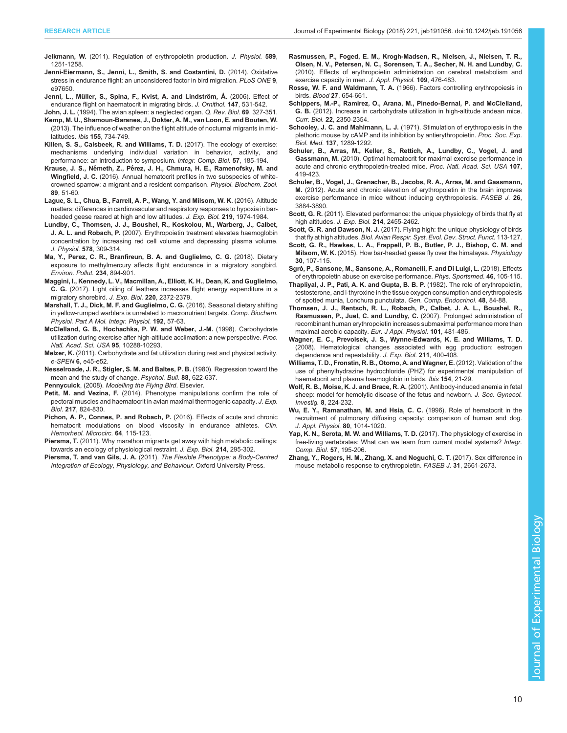**Jelkmann, W.** (2011). Regulation of erythropoietin production. *J. Physiol.* **589**, 1251-1258.

**Jenni-Eiermann, S., Jenni, L., Smith, S. and Costantini, D.** (2014). Oxidative stress in endurance flight: an unconsidered factor in bird migration. *PLoS ONE* **9**, e97650.

**Jenni, L., Müller, S., Spina, F., Kvist, A. and Lindström, Å.** (2006). Effect of endurance flight on haematocrit in migrating birds. *J. Ornithol.* **147**, 531-542.

**John, J. L.** (1994). The avian spleen: a neglected organ. *Q. Rev. Biol.* **69**, 327-351.

**Kemp, M. U., Shamoun-Baranes, J., Dokter, A. M., van Loon, E. and Bouten, W.** (2013). The influence of weather on the flight altitude of nocturnal migrants in mid-latitudes. *Ibis* **155**, 734-749.

**Killen, S. S., Calsbeek, R. and Williams, T. D.** (2017). The ecology of exercise: mechanisms underlying individual variation in behavior, activity, and performance: an introduction to symposium. *Integr. Comp. Biol.* **57**, 185-194.

**Krause, J. S., Németh, Z., Pérez, J. H., Chmura, H. E., Ramenofsky, M. and Wingfield, J. C.** (2016). Annual hematocrit profiles in two subspecies of white-crowned sparrow: a migrant and a resident comparison. *Physiol. Biochem. Zool.* **89**, 51-60.

**Lague, S. L., Chua, B., Farrell, A. P., Wang, Y. and Milsom, W. K.** (2016). Altitude matters: differences in cardiovascular and respiratory responses to hypoxia in bar-headed geese reared at high and low altitudes. *J. Exp. Biol.* **219**, 1974-1984.

**Lundby, C., Thomsen, J. J., Boushel, R., Koskolou, M., Warberg, J., Calbet, J. A. L. and Robach, P.** (2007). Erythropoietin treatment elevates haemoglobin concentration by increasing red cell volume and depressing plasma volume. *J. Physiol.* **578**, 309-314.

**Ma, Y., Perez, C. R., Branfireun, B. A. and Guglielmo, C. G.** (2018). Dietary exposure to methylmercury affects flight endurance in a migratory songbird. *Environ. Pollut.* **234**, 894-901.

**Maggini, I., Kennedy, L. V., Macmillan, A., Elliott, K. H., Dean, K. and Guglielmo, C. G.** (2017). Light oiling of feathers increases flight energy expenditure in a migratory shorebird. *J. Exp. Biol.* **220**, 2372-2379.

**Marshall, T. J., Dick, M. F. and Guglielmo, C. G.** (2016). Seasonal dietary shifting in yellow-rumped warblers is unrelated to macronutrient targets. *Comp. Biochem. Physiol. Part A Mol. Integr. Physiol.* **192**, 57-63.

**McClelland, G. B., Hochachka, P. W. and Weber, J.-M.** (1998). Carbohydrate utilization during exercise after high-altitude acclimation: a new perspective. *Proc. Natl. Acad. Sci. USA* **95**, 10288-10293.

**Melzer, K.** (2011). Carbohydrate and fat utilization during rest and physical activity. *e-SPEN* **6**, e45-e52.

**Nesselroade, J. R., Stigler, S. M. and Baltes, P. B.** (1980). Regression toward the mean and the study of change. *Psychol. Bull.* **88**, 622-637.

**Pennycuick**, (2008). *Modelling the Flying Bird*. Elsevier.

**Petit, M. and Vezina, F.** (2014). Phenotype manipulations confirm the role of pectoral muscles and haematocrit in avian maximal thermogenic capacity. *J. Exp. Biol.* **217**, 824-830.

**Pichon, A. P., Connes, P. and Robach, P.** (2016). Effects of acute and chronic hematocrit modulations on blood viscosity in endurance athletes. *Clin. Hemorheol. Microcirc.* **64**, 115-123.

**Piersma, T.** (2011). Why marathon migrants get away with high metabolic ceilings: towards an ecology of physiological restraint. *J. Exp. Biol.* **214**, 295-302.

**Piersma, T. and van Gils, J. A.** (2011). *The Flexible Phenotype: a Body-Centred Integration of Ecology, Physiology, and Behaviour*. Oxford University Press.

**Rasmussen, P., Foged, E. M., Krogh-Madsen, R., Nielsen, J., Nielsen, T. R., Olsen, N. V., Petersen, N. C., Sorensen, T. A., Secher, N. H. and Lundby, C.** (2010). Effects of erythropoietin administration on cerebral metabolism and exercise capacity in men. *J. Appl. Physiol.* **109**, 476-483.

**Rosse, W. F. and Waldmann, T. A.** (1966). Factors controlling erythropoiesis in birds. *Blood* **27**, 654-661.

**Schippers, M.-P., Ramirez, O., Arana, M., Pinedo-Bernal, P. and McClelland, G. B.** (2012). Increase in carbohydrate utilization in high-altitude andean mice. *Curr. Biol.* **22**, 2350-2354.

**Schooley, J. C. and Mahlmann, L. J.** (1971). Stimulation of erythropoiesis in the plethoric mouse by cAMP and its inhibition by antierythropoietin. *Proc. Soc. Exp. Biol. Med.* **137**, 1289-1292.

**Schuler, B., Arras, M., Keller, S., Rettich, A., Lundby, C., Vogel, J. and Gassmann, M.** (2010). Optimal hematocrit for maximal exercise performance in acute and chronic erythropoietin-treated mice. *Proc. Natl. Acad. Sci. USA* **107**, 419-423.

**Schuler, B., Vogel, J., Grenacher, B., Jacobs, R. A., Arras, M. and Gassmann, M.** (2012). Acute and chronic elevation of erythropoietin in the brain improves exercise performance in mice without inducing erythropoiesis. *FASEB J.* **26**, 3884-3890.

**Scott, G. R.** (2011). Elevated performance: the unique physiology of birds that fly at high altitudes. *J. Exp. Biol.* **214**, 2455-2462.

**Scott, G. R. and Dawson, N. J.** (2017). Flying high: the unique physiology of birds that fly at high altitudes. *Biol. Avian Respir. Syst. Evol. Dev. Struct. Funct.* 113-127.

**Scott, G. R., Hawkes, L. A., Frappell, P. B., Butler, P. J., Bishop, C. M. and Milsom, W. K.** (2015). How bar-headed geese fly over the himalayas. *Physiology* **30**, 107-115.

**Sgrò, P., Sansone, M., Sansone, A., Romanelli, F. and Di Luigi, L.** (2018). Effects of erythropoietin abuse on exercise performance. *Phys. Sportsmed.* **46**, 105-115.

**Thapliyal, J. P., Pati, A. K. and Gupta, B. B. P.** (1982). The role of erythropoietin, testosterone, and l-thyroxine in the tissue oxygen consumption and erythropoiesis of spotted munia, Lonchura punctulata. *Gen. Comp. Endocrinol.* **48**, 84-88.

**Thomsen, J. J., Rentsch, R. L., Robach, P., Calbet, J. A. L., Boushel, R., Rasmussen, P., Juel, C. and Lundby, C.** (2007). Prolonged administration of recombinant human erythropoietin increases submaximal performance more than maximal aerobic capacity. *Eur. J Appl. Physiol.* **101**, 481-486.

**Wagner, E. C., Prevolsek, J. S., Wynne-Edwards, K. E. and Williams, T. D.** (2008). Hematological changes associated with egg production: estrogen dependence and repeatability. *J. Exp. Biol.* **211**, 400-408.

**Williams, T. D., Fronstin, R. B., Otomo, A. and Wagner, E.** (2012). Validation of the use of phenylhydrazine hydrochloride (PHZ) for experimental manipulation of haematocrit and plasma haemoglobin in birds. *Ibis* **154**, 21-29.

**Wolf, R. B., Moise, K. J. and Brace, R. A.** (2001). Antibody-induced anemia in fetal sheep: model for hemolytic disease of the fetus and newborn. *J. Soc. Gynecol. Investig.* **8**, 224-232.

**Wu, E. Y., Ramanathan, M. and Hsia, C. C.** (1996). Role of hematocrit in the recruitment of pulmonary diffusing capacity: comparison of human and dog. *J. Appl. Physiol.* **80**, 1014-1020.

**Yap, K. N., Serota, M. W. and Williams, T. D.** (2017). The physiology of exercise in free-living vertebrates: What can we learn from current model systems? *Integr. Comp. Biol.* **57**, 195-206.

**Zhang, Y., Rogers, H. M., Zhang, X. and Noguchi, C. T.** (2017). Sex difference in mouse metabolic response to erythropoietin. *FASEB J.* **31**, 2661-2673.